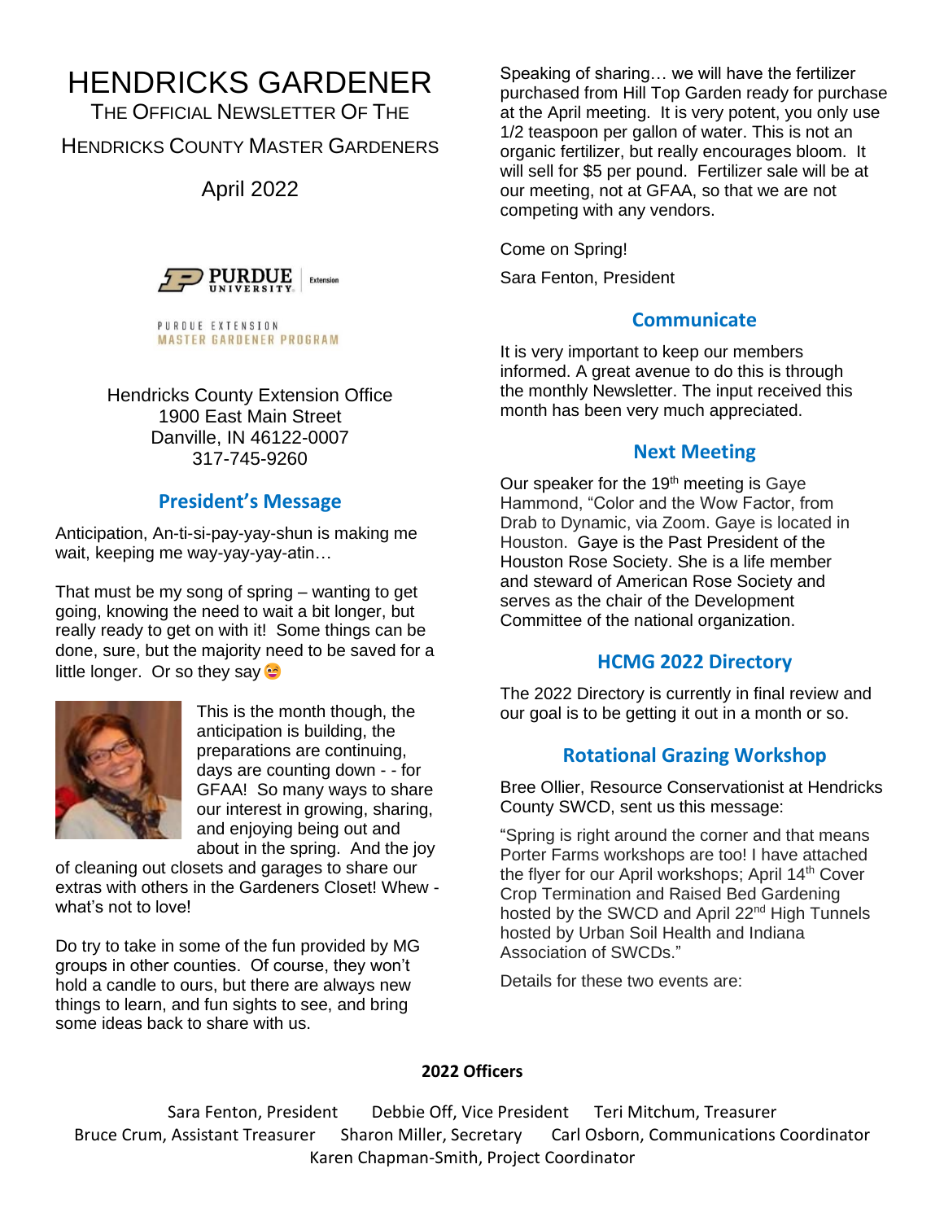# HENDRICKS GARDENER

THE OFFICIAL NEWSLETTER OF THE HENDRICKS COUNTY MASTER GARDENERS

April 2022

PURDUE UNIVERSITY Extension

PURDUE EXTENSION MASTER GARDENER PROGRAM

Hendricks County Extension Office
1900 East Main Street
Danville, IN 46122-0007
317-745-9260

## President's Message

Anticipation, An-ti-si-pay-yay-shun is making me wait, keeping me way-yay-yay-atin…

That must be my song of spring – wanting to get going, knowing the need to wait a bit longer, but really ready to get on with it! Some things can be done, sure, but the majority need to be saved for a little longer. Or so they say 😁

This is the month though, the anticipation is building, the preparations are continuing, days are counting down - - for GFAA! So many ways to share our interest in growing, sharing, and enjoying being out and about in the spring. And the joy of cleaning out closets and garages to share our extras with others in the Gardeners Closet! Whew - what's not to love!

Do try to take in some of the fun provided by MG groups in other counties. Of course, they won't hold a candle to ours, but there are always new things to learn, and fun sights to see, and bring some ideas back to share with us.

Speaking of sharing… we will have the fertilizer purchased from Hill Top Garden ready for purchase at the April meeting. It is very potent, you only use 1/2 teaspoon per gallon of water. This is not an organic fertilizer, but really encourages bloom. It will sell for $5 per pound. Fertilizer sale will be at our meeting, not at GFAA, so that we are not competing with any vendors.

Come on Spring!

Sara Fenton, President

## Communicate

It is very important to keep our members informed. A great avenue to do this is through the monthly Newsletter. The input received this month has been very much appreciated.

## Next Meeting

Our speaker for the 19th meeting is Gaye Hammond, "Color and the Wow Factor, from Drab to Dynamic, via Zoom. Gaye is located in Houston. Gaye is the Past President of the Houston Rose Society. She is a life member and steward of American Rose Society and serves as the chair of the Development Committee of the national organization.

## HCMG 2022 Directory

The 2022 Directory is currently in final review and our goal is to be getting it out in a month or so.

## Rotational Grazing Workshop

Bree Ollier, Resource Conservationist at Hendricks County SWCD, sent us this message:

"Spring is right around the corner and that means Porter Farms workshops are too! I have attached the flyer for our April workshops; April 14th Cover Crop Termination and Raised Bed Gardening hosted by the SWCD and April 22nd High Tunnels hosted by Urban Soil Health and Indiana Association of SWCDs."

Details for these two events are:

**2022 Officers**

Sara Fenton, President Debbie Off, Vice President Teri Mitchum, Treasurer
Bruce Crum, Assistant Treasurer Sharon Miller, Secretary Carl Osborn, Communications Coordinator
Karen Chapman-Smith, Project Coordinator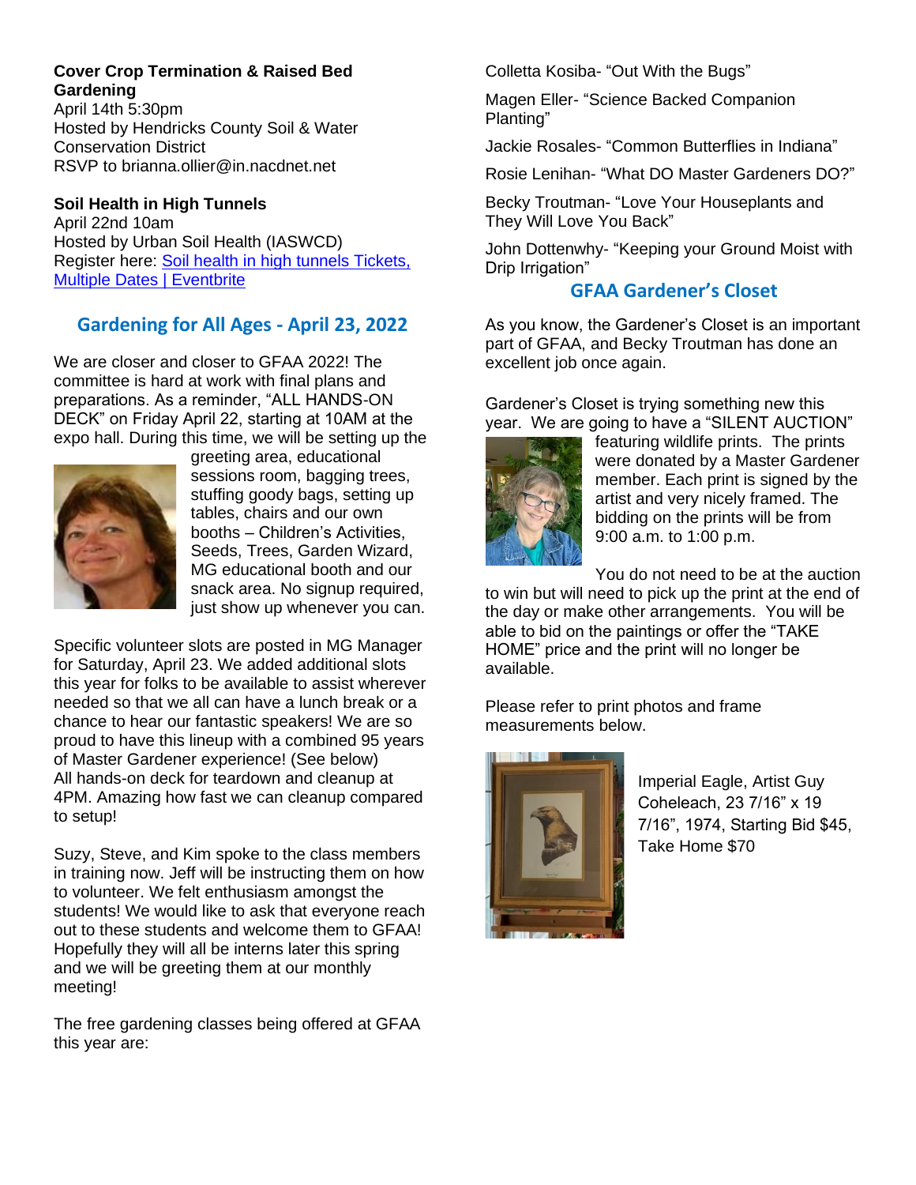**Cover Crop Termination & Raised Bed Gardening**
April 14th 5:30pm
Hosted by Hendricks County Soil & Water Conservation District
RSVP to brianna.ollier@in.nacdnet.net

**Soil Health in High Tunnels**
April 22nd 10am
Hosted by Urban Soil Health (IASWCD)
Register here: [Soil health in high tunnels Tickets, Multiple Dates | Eventbrite]

## Gardening for All Ages - April 23, 2022

We are closer and closer to GFAA 2022! The committee is hard at work with final plans and preparations. As a reminder, "ALL HANDS-ON DECK" on Friday April 22, starting at 10AM at the expo hall. During this time, we will be setting up the greeting area, educational sessions room, bagging trees, stuffing goody bags, setting up tables, chairs and our own booths – Children's Activities, Seeds, Trees, Garden Wizard, MG educational booth and our snack area. No signup required, just show up whenever you can.

Specific volunteer slots are posted in MG Manager for Saturday, April 23. We added additional slots this year for folks to be available to assist wherever needed so that we all can have a lunch break or a chance to hear our fantastic speakers! We are so proud to have this lineup with a combined 95 years of Master Gardener experience! (See below) All hands-on deck for teardown and cleanup at 4PM. Amazing how fast we can cleanup compared to setup!

Suzy, Steve, and Kim spoke to the class members in training now. Jeff will be instructing them on how to volunteer. We felt enthusiasm amongst the students! We would like to ask that everyone reach out to these students and welcome them to GFAA! Hopefully they will all be interns later this spring and we will be greeting them at our monthly meeting!

The free gardening classes being offered at GFAA this year are:

Colletta Kosiba- "Out With the Bugs"

Magen Eller- "Science Backed Companion Planting"

Jackie Rosales- "Common Butterflies in Indiana"

Rosie Lenihan- "What DO Master Gardeners DO?"

Becky Troutman- "Love Your Houseplants and They Will Love You Back"

John Dottenwhy- "Keeping your Ground Moist with Drip Irrigation"

## GFAA Gardener's Closet

As you know, the Gardener's Closet is an important part of GFAA, and Becky Troutman has done an excellent job once again.

Gardener's Closet is trying something new this year. We are going to have a "SILENT AUCTION" featuring wildlife prints. The prints were donated by a Master Gardener member. Each print is signed by the artist and very nicely framed. The bidding on the prints will be from 9:00 a.m. to 1:00 p.m.

You do not need to be at the auction to win but will need to pick up the print at the end of the day or make other arrangements. You will be able to bid on the paintings or offer the "TAKE HOME" price and the print will no longer be available.

Please refer to print photos and frame measurements below.

Imperial Eagle, Artist Guy Coheleach, 23 7/16" x 19 7/16", 1974, Starting Bid $45, Take Home $70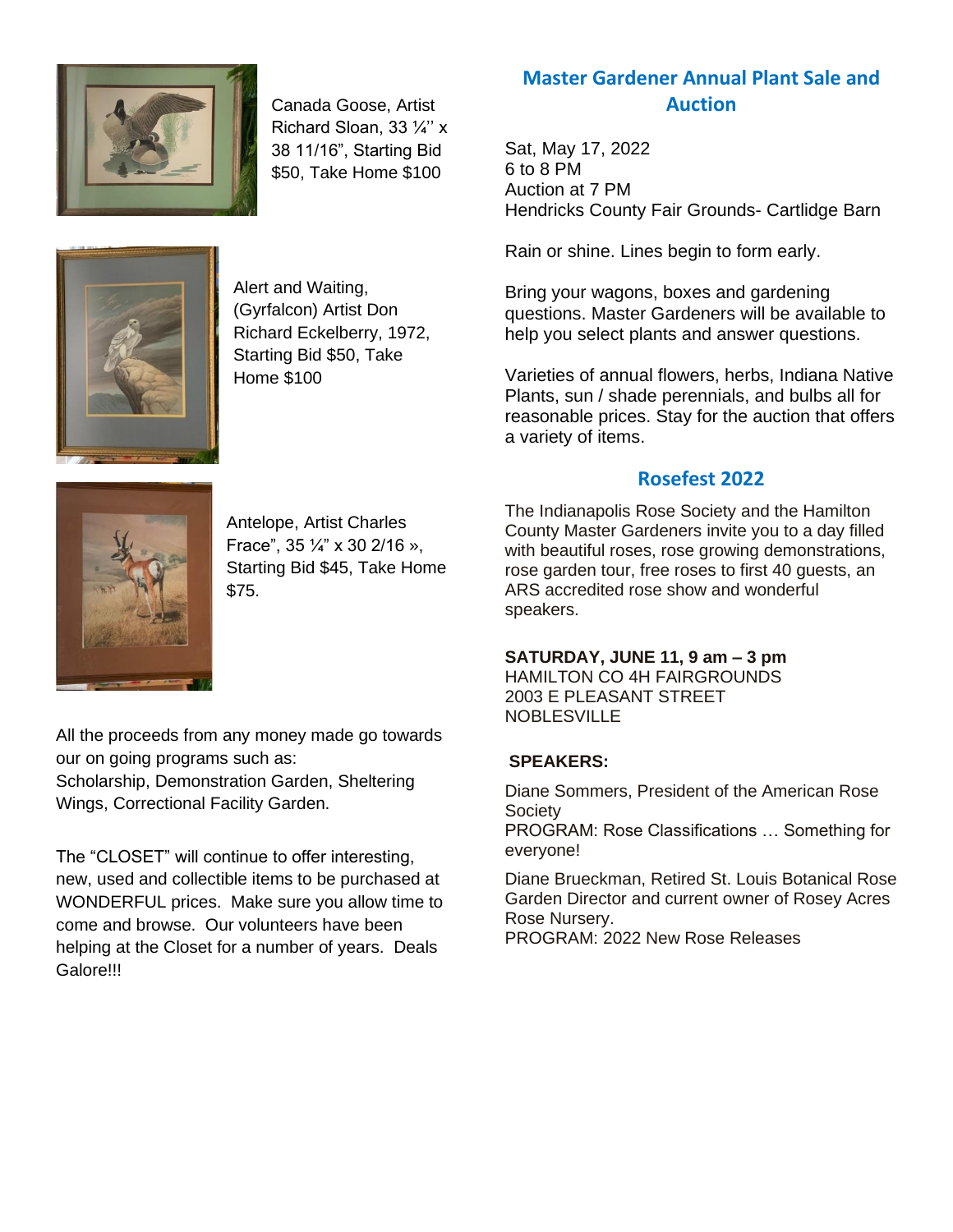Canada Goose, Artist Richard Sloan, 33 ¼'' x 38 11/16", Starting Bid $50, Take Home $100

Alert and Waiting, (Gyrfalcon) Artist Don Richard Eckelberry, 1972, Starting Bid $50, Take Home $100

Antelope, Artist Charles Frace", 35 ¼" x 30 2/16 », Starting Bid $45, Take Home $75.

All the proceeds from any money made go towards our on going programs such as:
Scholarship, Demonstration Garden, Sheltering Wings, Correctional Facility Garden.

The "CLOSET" will continue to offer interesting, new, used and collectible items to be purchased at WONDERFUL prices. Make sure you allow time to come and browse. Our volunteers have been helping at the Closet for a number of years. Deals Galore!!!

## Master Gardener Annual Plant Sale and Auction

Sat, May 17, 2022
6 to 8 PM
Auction at 7 PM
Hendricks County Fair Grounds- Cartlidge Barn

Rain or shine. Lines begin to form early.

Bring your wagons, boxes and gardening questions. Master Gardeners will be available to help you select plants and answer questions.

Varieties of annual flowers, herbs, Indiana Native Plants, sun / shade perennials, and bulbs all for reasonable prices. Stay for the auction that offers a variety of items.

## Rosefest 2022

The Indianapolis Rose Society and the Hamilton County Master Gardeners invite you to a day filled with beautiful roses, rose growing demonstrations, rose garden tour, free roses to first 40 guests, an ARS accredited rose show and wonderful speakers.

**SATURDAY, JUNE 11, 9 am – 3 pm**
HAMILTON CO 4H FAIRGROUNDS
2003 E PLEASANT STREET
NOBLESVILLE

**SPEAKERS:**

Diane Sommers, President of the American Rose Society
PROGRAM: Rose Classifications … Something for everyone!

Diane Brueckman, Retired St. Louis Botanical Rose Garden Director and current owner of Rosey Acres Rose Nursery.
PROGRAM: 2022 New Rose Releases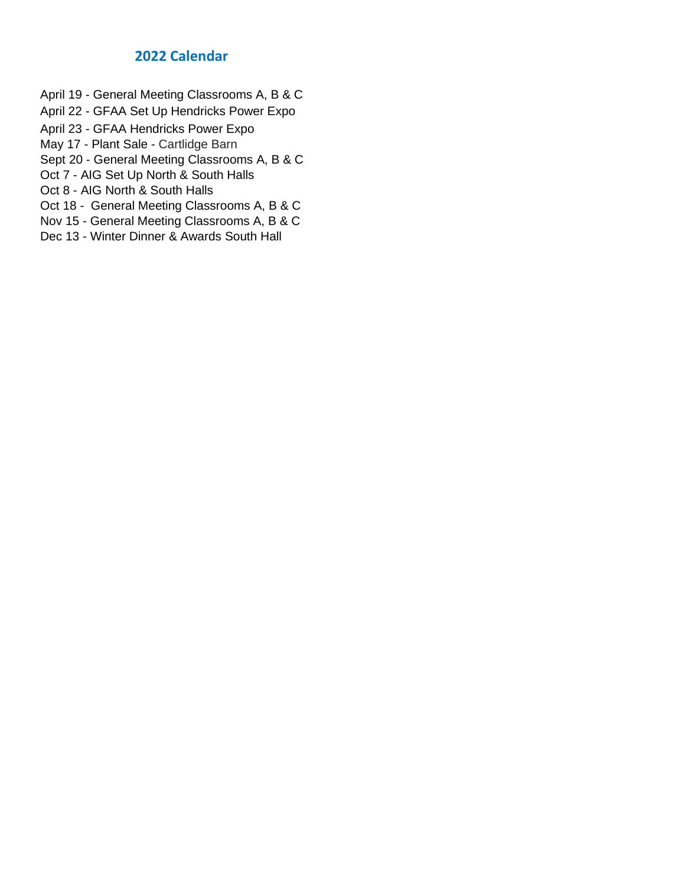## 2022 Calendar

April 19 - General Meeting Classrooms A, B & C
April 22 - GFAA Set Up Hendricks Power Expo
April 23 - GFAA Hendricks Power Expo
May 17 - Plant Sale - Cartlidge Barn
Sept 20 - General Meeting Classrooms A, B & C
Oct 7 - AIG Set Up North & South Halls
Oct 8 - AIG North & South Halls
Oct 18 - General Meeting Classrooms A, B & C
Nov 15 - General Meeting Classrooms A, B & C
Dec 13 - Winter Dinner & Awards South Hall